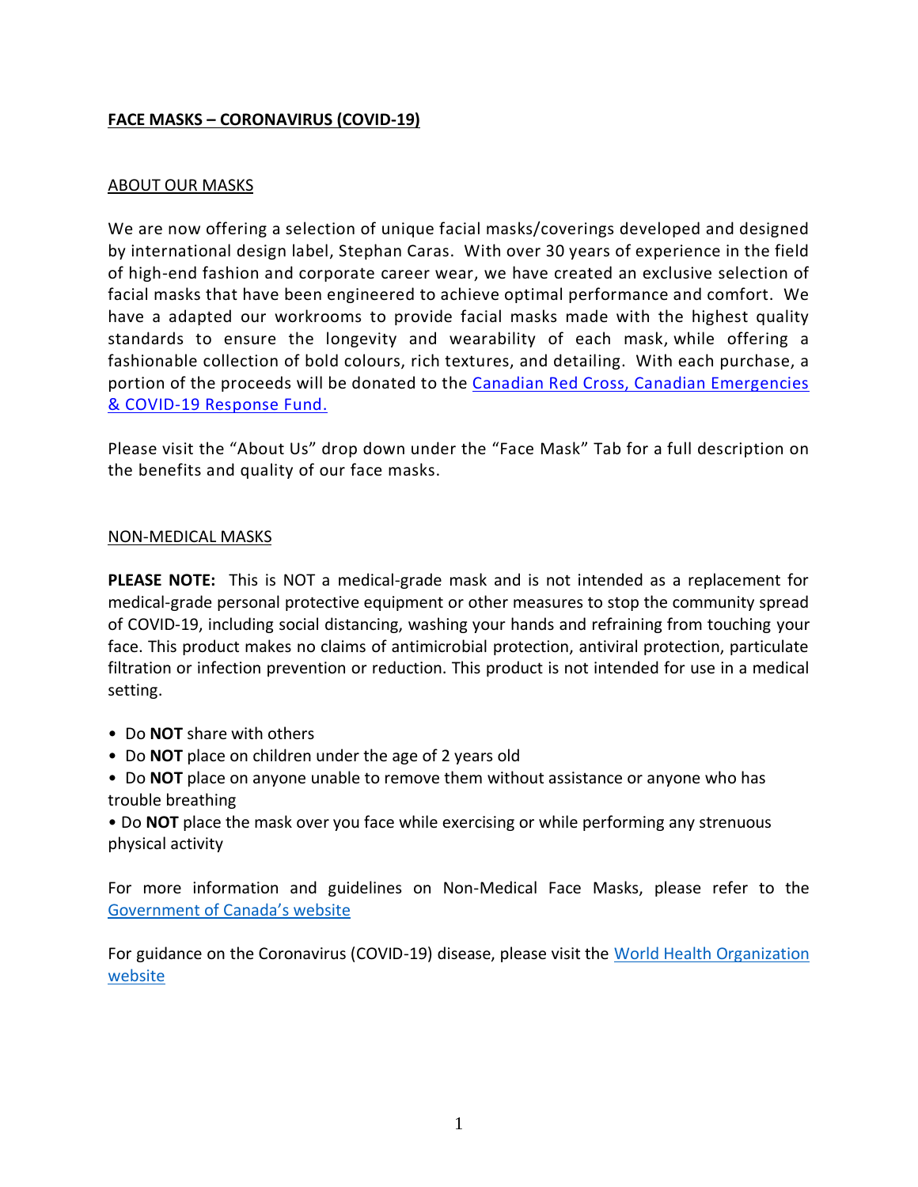**FACE MASKS – CORONAVIRUS (COVID-19)**

ABOUT OUR MASKS

We are now offering a selection of unique facial masks/coverings developed and designed by international design label, Stephan Caras. With over 30 years of experience in the field of high-end fashion and corporate career wear, we have created an exclusive selection of facial masks that have been engineered to achieve optimal performance and comfort. We have a adapted our workrooms to provide facial masks made with the highest quality standards to ensure the longevity and wearability of each mask, while offering a fashionable collection of bold colours, rich textures, and detailing. With each purchase, a portion of the proceeds will be donated to the Canadian Red Cross, Canadian Emergencies & COVID-19 Response Fund.

Please visit the "About Us" drop down under the "Face Mask" Tab for a full description on the benefits and quality of our face masks.

NON-MEDICAL MASKS

**PLEASE NOTE:** This is NOT a medical-grade mask and is not intended as a replacement for medical-grade personal protective equipment or other measures to stop the community spread of COVID-19, including social distancing, washing your hands and refraining from touching your face. This product makes no claims of antimicrobial protection, antiviral protection, particulate filtration or infection prevention or reduction. This product is not intended for use in a medical setting.

- Do **NOT** share with others
- Do **NOT** place on children under the age of 2 years old
- Do **NOT** place on anyone unable to remove them without assistance or anyone who has trouble breathing
- Do **NOT** place the mask over you face while exercising or while performing any strenuous physical activity

For more information and guidelines on Non-Medical Face Masks, please refer to the Government of Canada's website

For guidance on the Coronavirus (COVID-19) disease, please visit the World Health Organization website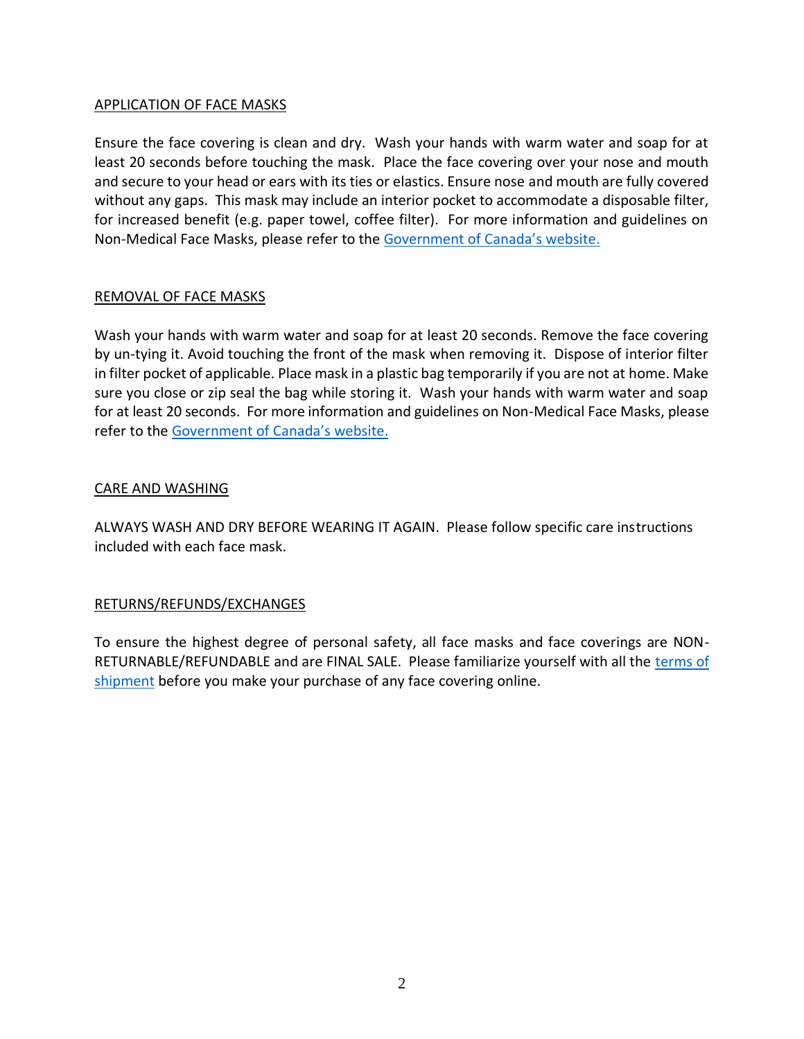## APPLICATION OF FACE MASKS

Ensure the face covering is clean and dry. Wash your hands with warm water and soap for at least 20 seconds before touching the mask. Place the face covering over your nose and mouth and secure to your head or ears with its ties or elastics. Ensure nose and mouth are fully covered without any gaps. This mask may include an interior pocket to accommodate a disposable filter, for increased benefit (e.g. paper towel, coffee filter). For more information and guidelines on Non-Medical Face Masks, please refer to the Government of Canada's website.

## REMOVAL OF FACE MASKS

Wash your hands with warm water and soap for at least 20 seconds. Remove the face covering by un-tying it. Avoid touching the front of the mask when removing it. Dispose of interior filter in filter pocket of applicable. Place mask in a plastic bag temporarily if you are not at home. Make sure you close or zip seal the bag while storing it. Wash your hands with warm water and soap for at least 20 seconds. For more information and guidelines on Non-Medical Face Masks, please refer to the Government of Canada's website.

## CARE AND WASHING

ALWAYS WASH AND DRY BEFORE WEARING IT AGAIN. Please follow specific care instructions included with each face mask.

## RETURNS/REFUNDS/EXCHANGES

To ensure the highest degree of personal safety, all face masks and face coverings are NON-RETURNABLE/REFUNDABLE and are FINAL SALE. Please familiarize yourself with all the terms of shipment before you make your purchase of any face covering online.